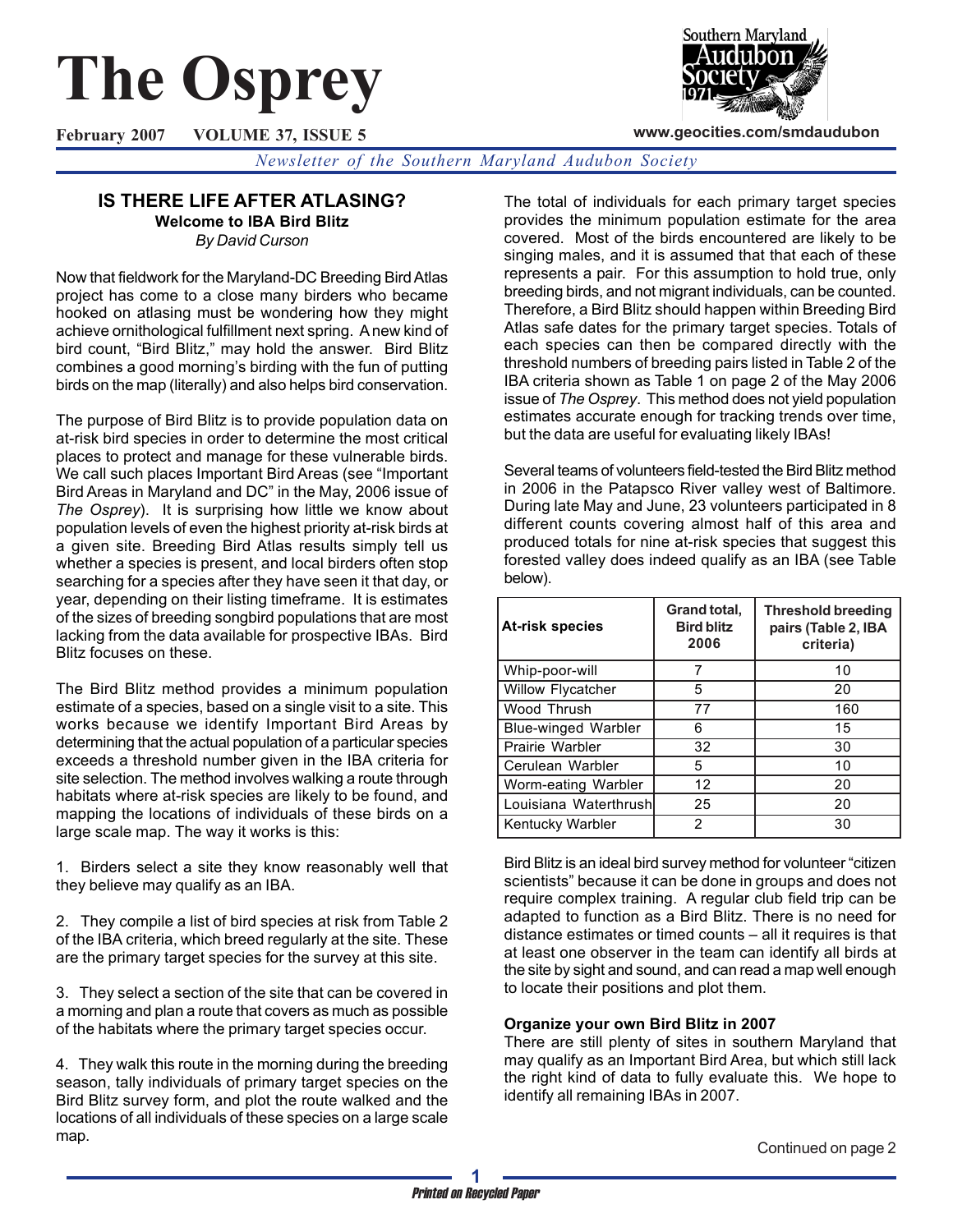# The Osprey

**February 2007 VOLUME 37, ISSUE 5**

www.geocities.com/smdaudubon

*Newsletter of the Southern Maryland Audubon Society*

## IS THERE LIFE AFTER ATLASING?

**Welcome to IBA Bird Blitz**

*By David Curson*

Now that fieldwork for the Maryland-DC Breeding Bird Atlas project has come to a close many birders who became hooked on atlasing must be wondering how they might achieve ornithological fulfillment next spring. A new kind of bird count, "Bird Blitz," may hold the answer. Bird Blitz combines a good morning's birding with the fun of putting birds on the map (literally) and also helps bird conservation.

The purpose of Bird Blitz is to provide population data on at-risk bird species in order to determine the most critical places to protect and manage for these vulnerable birds. We call such places Important Bird Areas (see "Important Bird Areas in Maryland and DC" in the May, 2006 issue of *The Osprey*). It is surprising how little we know about population levels of even the highest priority at-risk birds at a given site. Breeding Bird Atlas results simply tell us whether a species is present, and local birders often stop searching for a species after they have seen it that day, or year, depending on their listing timeframe. It is estimates of the sizes of breeding songbird populations that are most lacking from the data available for prospective IBAs. Bird Blitz focuses on these.

The Bird Blitz method provides a minimum population estimate of a species, based on a single visit to a site. This works because we identify Important Bird Areas by determining that the actual population of a particular species exceeds a threshold number given in the IBA criteria for site selection. The method involves walking a route through habitats where at-risk species are likely to be found, and mapping the locations of individuals of these birds on a large scale map. The way it works is this:

1. Birders select a site they know reasonably well that they believe may qualify as an IBA.

2. They compile a list of bird species at risk from Table 2 of the IBA criteria, which breed regularly at the site. These are the primary target species for the survey at this site.

3. They select a section of the site that can be covered in a morning and plan a route that covers as much as possible of the habitats where the primary target species occur.

4. They walk this route in the morning during the breeding season, tally individuals of primary target species on the Bird Blitz survey form, and plot the route walked and the locations of all individuals of these species on a large scale map.

The total of individuals for each primary target species provides the minimum population estimate for the area covered. Most of the birds encountered are likely to be singing males, and it is assumed that that each of these represents a pair. For this assumption to hold true, only breeding birds, and not migrant individuals, can be counted. Therefore, a Bird Blitz should happen within Breeding Bird Atlas safe dates for the primary target species. Totals of each species can then be compared directly with the threshold numbers of breeding pairs listed in Table 2 of the IBA criteria shown as Table 1 on page 2 of the May 2006 issue of *The Osprey*. This method does not yield population estimates accurate enough for tracking trends over time, but the data are useful for evaluating likely IBAs!

Several teams of volunteers field-tested the Bird Blitz method in 2006 in the Patapsco River valley west of Baltimore. During late May and June, 23 volunteers participated in 8 different counts covering almost half of this area and produced totals for nine at-risk species that suggest this forested valley does indeed qualify as an IBA (see Table below).

| At-risk species | Grand total, Bird blitz 2006 | Threshold breeding pairs (Table 2, IBA criteria) |
|---|---|---|
| Whip-poor-will | 7 | 10 |
| Willow Flycatcher | 5 | 20 |
| Wood Thrush | 77 | 160 |
| Blue-winged Warbler | 6 | 15 |
| Prairie Warbler | 32 | 30 |
| Cerulean Warbler | 5 | 10 |
| Worm-eating Warbler | 12 | 20 |
| Louisiana Waterthrush | 25 | 20 |
| Kentucky Warbler | 2 | 30 |

Bird Blitz is an ideal bird survey method for volunteer "citizen scientists" because it can be done in groups and does not require complex training. A regular club field trip can be adapted to function as a Bird Blitz. There is no need for distance estimates or timed counts – all it requires is that at least one observer in the team can identify all birds at the site by sight and sound, and can read a map well enough to locate their positions and plot them.

**Organize your own Bird Blitz in 2007**

There are still plenty of sites in southern Maryland that may qualify as an Important Bird Area, but which still lack the right kind of data to fully evaluate this. We hope to identify all remaining IBAs in 2007.

Continued on page 2

*Printed on Recycled Paper*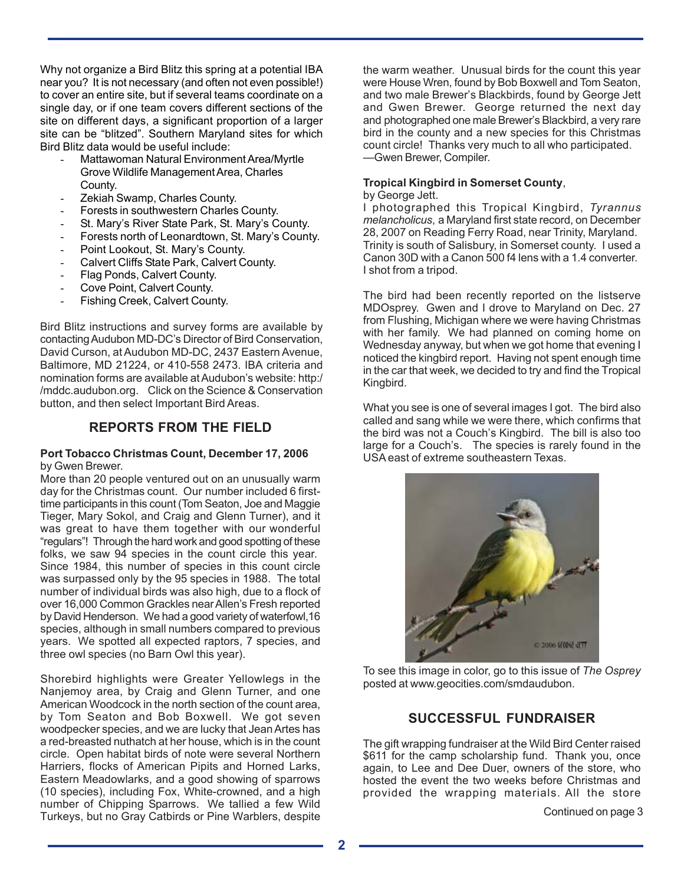Why not organize a Bird Blitz this spring at a potential IBA near you? It is not necessary (and often not even possible!) to cover an entire site, but if several teams coordinate on a single day, or if one team covers different sections of the site on different days, a significant proportion of a larger site can be "blitzed". Southern Maryland sites for which Bird Blitz data would be useful include:

- Mattawoman Natural Environment Area/Myrtle Grove Wildlife Management Area, Charles County.
- Zekiah Swamp, Charles County.
- Forests in southwestern Charles County.
- St. Mary's River State Park, St. Mary's County.
- Forests north of Leonardtown, St. Mary's County.
- Point Lookout, St. Mary's County.
- Calvert Cliffs State Park, Calvert County.
- Flag Ponds, Calvert County.
- Cove Point, Calvert County.
- Fishing Creek, Calvert County.

Bird Blitz instructions and survey forms are available by contacting Audubon MD-DC's Director of Bird Conservation, David Curson, at Audubon MD-DC, 2437 Eastern Avenue, Baltimore, MD 21224, or 410-558 2473. IBA criteria and nomination forms are available at Audubon's website: http://mddc.audubon.org. Click on the Science & Conservation button, and then select Important Bird Areas.

## REPORTS FROM THE FIELD

**Port Tobacco Christmas Count, December 17, 2006**
by Gwen Brewer.

More than 20 people ventured out on an unusually warm day for the Christmas count. Our number included 6 first-time participants in this count (Tom Seaton, Joe and Maggie Tieger, Mary Sokol, and Craig and Glenn Turner), and it was great to have them together with our wonderful "regulars"! Through the hard work and good spotting of these folks, we saw 94 species in the count circle this year. Since 1984, this number of species in this count circle was surpassed only by the 95 species in 1988. The total number of individual birds was also high, due to a flock of over 16,000 Common Grackles near Allen's Fresh reported by David Henderson. We had a good variety of waterfowl,16 species, although in small numbers compared to previous years. We spotted all expected raptors, 7 species, and three owl species (no Barn Owl this year).

Shorebird highlights were Greater Yellowlegs in the Nanjemoy area, by Craig and Glenn Turner, and one American Woodcock in the north section of the count area, by Tom Seaton and Bob Boxwell. We got seven woodpecker species, and we are lucky that Jean Artes has a red-breasted nuthatch at her house, which is in the count circle. Open habitat birds of note were several Northern Harriers, flocks of American Pipits and Horned Larks, Eastern Meadowlarks, and a good showing of sparrows (10 species), including Fox, White-crowned, and a high number of Chipping Sparrows. We tallied a few Wild Turkeys, but no Gray Catbirds or Pine Warblers, despite the warm weather. Unusual birds for the count this year were House Wren, found by Bob Boxwell and Tom Seaton, and two male Brewer's Blackbirds, found by George Jett and Gwen Brewer. George returned the next day and photographed one male Brewer's Blackbird, a very rare bird in the county and a new species for this Christmas count circle! Thanks very much to all who participated.
—Gwen Brewer, Compiler.

**Tropical Kingbird in Somerset County**,
by George Jett.

I photographed this Tropical Kingbird, *Tyrannus melancholicus*, a Maryland first state record, on December 28, 2007 on Reading Ferry Road, near Trinity, Maryland. Trinity is south of Salisbury, in Somerset county. I used a Canon 30D with a Canon 500 f4 lens with a 1.4 converter. I shot from a tripod.

The bird had been recently reported on the listserve MDOsprey. Gwen and I drove to Maryland on Dec. 27 from Flushing, Michigan where we were having Christmas with her family. We had planned on coming home on Wednesday anyway, but when we got home that evening I noticed the kingbird report. Having not spent enough time in the car that week, we decided to try and find the Tropical Kingbird.

What you see is one of several images I got. The bird also called and sang while we were there, which confirms that the bird was not a Couch's Kingbird. The bill is also too large for a Couch's. The species is rarely found in the USA east of extreme southeastern Texas.

To see this image in color, go to this issue of *The Osprey* posted at www.geocities.com/smdaudubon.

## SUCCESSFUL FUNDRAISER

The gift wrapping fundraiser at the Wild Bird Center raised $611 for the camp scholarship fund. Thank you, once again, to Lee and Dee Duer, owners of the store, who hosted the event the two weeks before Christmas and provided the wrapping materials. All the store

Continued on page 3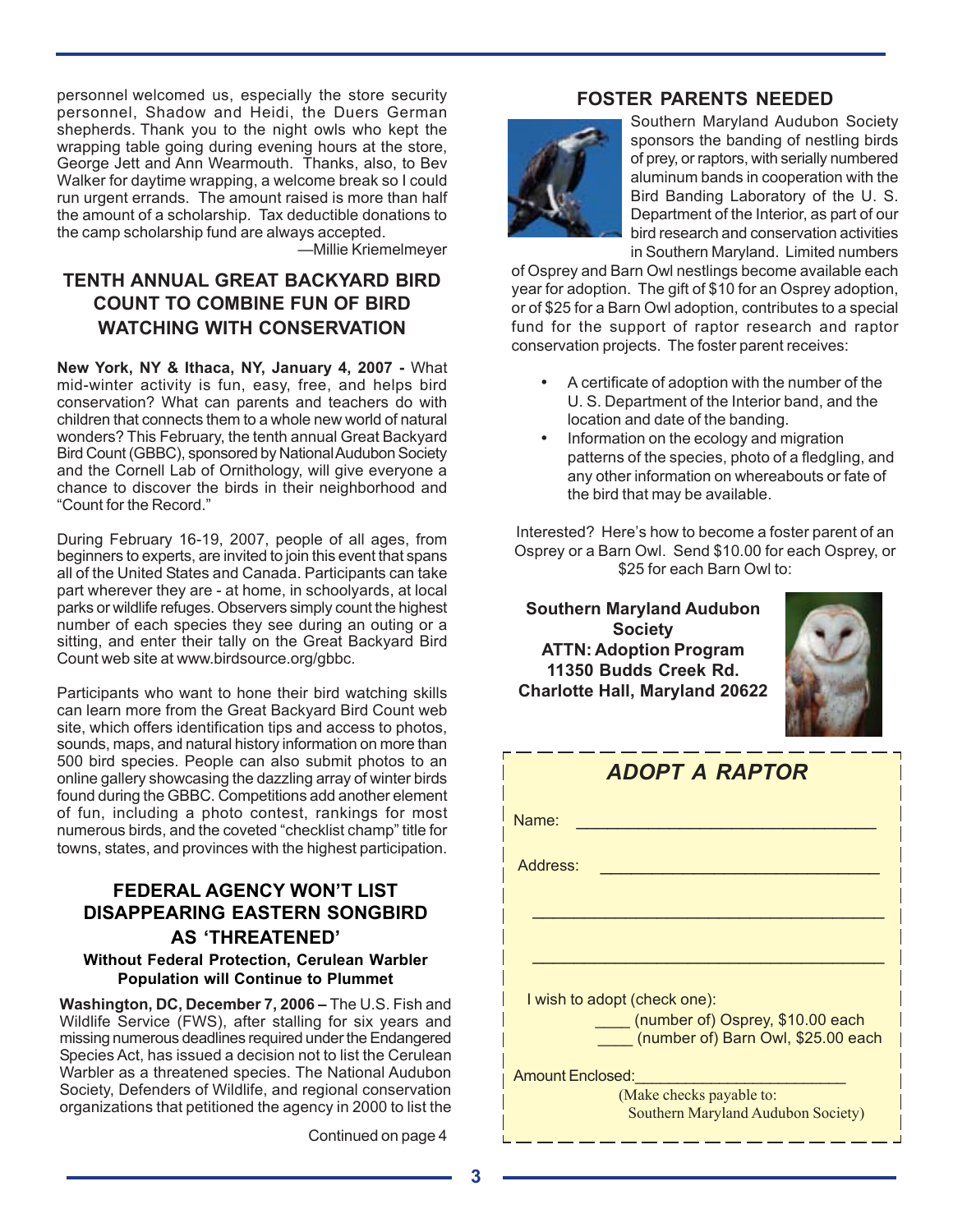personnel welcomed us, especially the store security personnel, Shadow and Heidi, the Duers German shepherds. Thank you to the night owls who kept the wrapping table going during evening hours at the store, George Jett and Ann Wearmouth. Thanks, also, to Bev Walker for daytime wrapping, a welcome break so I could run urgent errands. The amount raised is more than half the amount of a scholarship. Tax deductible donations to the camp scholarship fund are always accepted.

—Millie Kriemelmeyer

## TENTH ANNUAL GREAT BACKYARD BIRD COUNT TO COMBINE FUN OF BIRD WATCHING WITH CONSERVATION

**New York, NY & Ithaca, NY, January 4, 2007 -** What mid-winter activity is fun, easy, free, and helps bird conservation? What can parents and teachers do with children that connects them to a whole new world of natural wonders? This February, the tenth annual Great Backyard Bird Count (GBBC), sponsored by National Audubon Society and the Cornell Lab of Ornithology, will give everyone a chance to discover the birds in their neighborhood and "Count for the Record."

During February 16-19, 2007, people of all ages, from beginners to experts, are invited to join this event that spans all of the United States and Canada. Participants can take part wherever they are - at home, in schoolyards, at local parks or wildlife refuges. Observers simply count the highest number of each species they see during an outing or a sitting, and enter their tally on the Great Backyard Bird Count web site at www.birdsource.org/gbbc.

Participants who want to hone their bird watching skills can learn more from the Great Backyard Bird Count web site, which offers identification tips and access to photos, sounds, maps, and natural history information on more than 500 bird species. People can also submit photos to an online gallery showcasing the dazzling array of winter birds found during the GBBC. Competitions add another element of fun, including a photo contest, rankings for most numerous birds, and the coveted "checklist champ" title for towns, states, and provinces with the highest participation.

## FEDERAL AGENCY WON'T LIST DISAPPEARING EASTERN SONGBIRD AS 'THREATENED'

**Without Federal Protection, Cerulean Warbler Population will Continue to Plummet**

**Washington, DC, December 7, 2006 –** The U.S. Fish and Wildlife Service (FWS), after stalling for six years and missing numerous deadlines required under the Endangered Species Act, has issued a decision not to list the Cerulean Warbler as a threatened species. The National Audubon Society, Defenders of Wildlife, and regional conservation organizations that petitioned the agency in 2000 to list the

Continued on page 4

## FOSTER PARENTS NEEDED

Southern Maryland Audubon Society sponsors the banding of nestling birds of prey, or raptors, with serially numbered aluminum bands in cooperation with the Bird Banding Laboratory of the U. S. Department of the Interior, as part of our bird research and conservation activities in Southern Maryland. Limited numbers of Osprey and Barn Owl nestlings become available each year for adoption. The gift of $10 for an Osprey adoption, or of $25 for a Barn Owl adoption, contributes to a special fund for the support of raptor research and raptor conservation projects. The foster parent receives:

- A certificate of adoption with the number of the U. S. Department of the Interior band, and the location and date of the banding.
- Information on the ecology and migration patterns of the species, photo of a fledgling, and any other information on whereabouts or fate of the bird that may be available.

Interested? Here's how to become a foster parent of an Osprey or a Barn Owl. Send $10.00 for each Osprey, or $25 for each Barn Owl to:

**Southern Maryland Audubon Society**
**ATTN: Adoption Program**
**11350 Budds Creek Rd.**
**Charlotte Hall, Maryland 20622**

### *ADOPT A RAPTOR*

Name: ________________________________

Address: ______________________________

______________________________________

______________________________________

I wish to adopt (check one):

____ (number of) Osprey, $10.00 each

____ (number of) Barn Owl, $25.00 each

Amount Enclosed: _______________________

(Make checks payable to: Southern Maryland Audubon Society)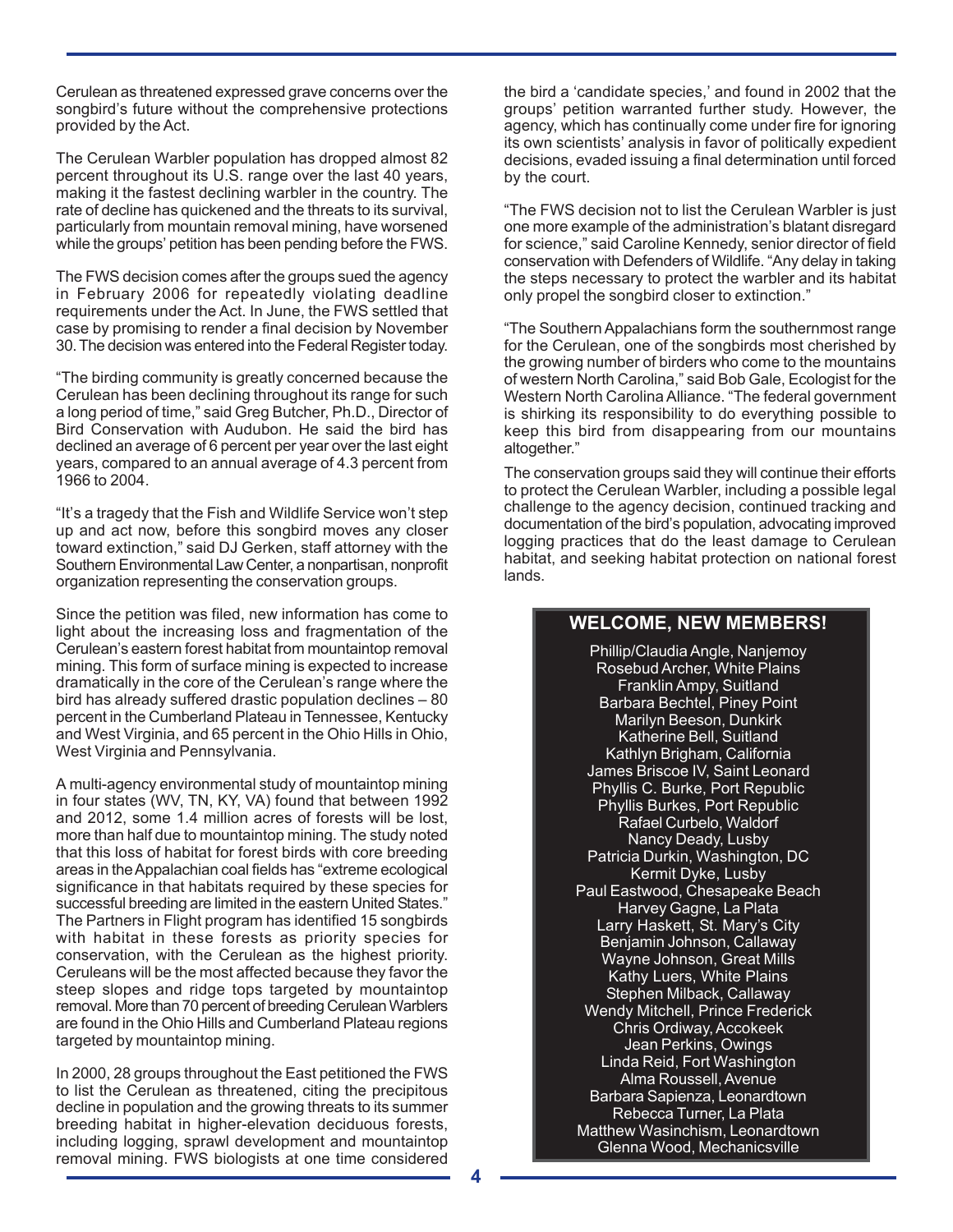Cerulean as threatened expressed grave concerns over the songbird's future without the comprehensive protections provided by the Act.

The Cerulean Warbler population has dropped almost 82 percent throughout its U.S. range over the last 40 years, making it the fastest declining warbler in the country. The rate of decline has quickened and the threats to its survival, particularly from mountain removal mining, have worsened while the groups' petition has been pending before the FWS.

The FWS decision comes after the groups sued the agency in February 2006 for repeatedly violating deadline requirements under the Act. In June, the FWS settled that case by promising to render a final decision by November 30. The decision was entered into the Federal Register today.

"The birding community is greatly concerned because the Cerulean has been declining throughout its range for such a long period of time," said Greg Butcher, Ph.D., Director of Bird Conservation with Audubon. He said the bird has declined an average of 6 percent per year over the last eight years, compared to an annual average of 4.3 percent from 1966 to 2004.

"It's a tragedy that the Fish and Wildlife Service won't step up and act now, before this songbird moves any closer toward extinction," said DJ Gerken, staff attorney with the Southern Environmental Law Center, a nonpartisan, nonprofit organization representing the conservation groups.

Since the petition was filed, new information has come to light about the increasing loss and fragmentation of the Cerulean's eastern forest habitat from mountaintop removal mining. This form of surface mining is expected to increase dramatically in the core of the Cerulean's range where the bird has already suffered drastic population declines – 80 percent in the Cumberland Plateau in Tennessee, Kentucky and West Virginia, and 65 percent in the Ohio Hills in Ohio, West Virginia and Pennsylvania.

A multi-agency environmental study of mountaintop mining in four states (WV, TN, KY, VA) found that between 1992 and 2012, some 1.4 million acres of forests will be lost, more than half due to mountaintop mining. The study noted that this loss of habitat for forest birds with core breeding areas in the Appalachian coal fields has "extreme ecological significance in that habitats required by these species for successful breeding are limited in the eastern United States." The Partners in Flight program has identified 15 songbirds with habitat in these forests as priority species for conservation, with the Cerulean as the highest priority. Ceruleans will be the most affected because they favor the steep slopes and ridge tops targeted by mountaintop removal. More than 70 percent of breeding Cerulean Warblers are found in the Ohio Hills and Cumberland Plateau regions targeted by mountaintop mining.

In 2000, 28 groups throughout the East petitioned the FWS to list the Cerulean as threatened, citing the precipitous decline in population and the growing threats to its summer breeding habitat in higher-elevation deciduous forests, including logging, sprawl development and mountaintop removal mining. FWS biologists at one time considered the bird a 'candidate species,' and found in 2002 that the groups' petition warranted further study. However, the agency, which has continually come under fire for ignoring its own scientists' analysis in favor of politically expedient decisions, evaded issuing a final determination until forced by the court.

"The FWS decision not to list the Cerulean Warbler is just one more example of the administration's blatant disregard for science," said Caroline Kennedy, senior director of field conservation with Defenders of Wildlife. "Any delay in taking the steps necessary to protect the warbler and its habitat only propel the songbird closer to extinction."

"The Southern Appalachians form the southernmost range for the Cerulean, one of the songbirds most cherished by the growing number of birders who come to the mountains of western North Carolina," said Bob Gale, Ecologist for the Western North Carolina Alliance. "The federal government is shirking its responsibility to do everything possible to keep this bird from disappearing from our mountains altogether."

The conservation groups said they will continue their efforts to protect the Cerulean Warbler, including a possible legal challenge to the agency decision, continued tracking and documentation of the bird's population, advocating improved logging practices that do the least damage to Cerulean habitat, and seeking habitat protection on national forest lands.

## WELCOME, NEW MEMBERS!

Phillip/Claudia Angle, Nanjemoy
Rosebud Archer, White Plains
Franklin Ampy, Suitland
Barbara Bechtel, Piney Point
Marilyn Beeson, Dunkirk
Katherine Bell, Suitland
Kathlyn Brigham, California
James Briscoe IV, Saint Leonard
Phyllis C. Burke, Port Republic
Phyllis Burkes, Port Republic
Rafael Curbelo, Waldorf
Nancy Deady, Lusby
Patricia Durkin, Washington, DC
Kermit Dyke, Lusby
Paul Eastwood, Chesapeake Beach
Harvey Gagne, La Plata
Larry Haskett, St. Mary's City
Benjamin Johnson, Callaway
Wayne Johnson, Great Mills
Kathy Luers, White Plains
Stephen Milback, Callaway
Wendy Mitchell, Prince Frederick
Chris Ordiway, Accokeek
Jean Perkins, Owings
Linda Reid, Fort Washington
Alma Roussell, Avenue
Barbara Sapienza, Leonardtown
Rebecca Turner, La Plata
Matthew Wasinchism, Leonardtown
Glenna Wood, Mechanicsville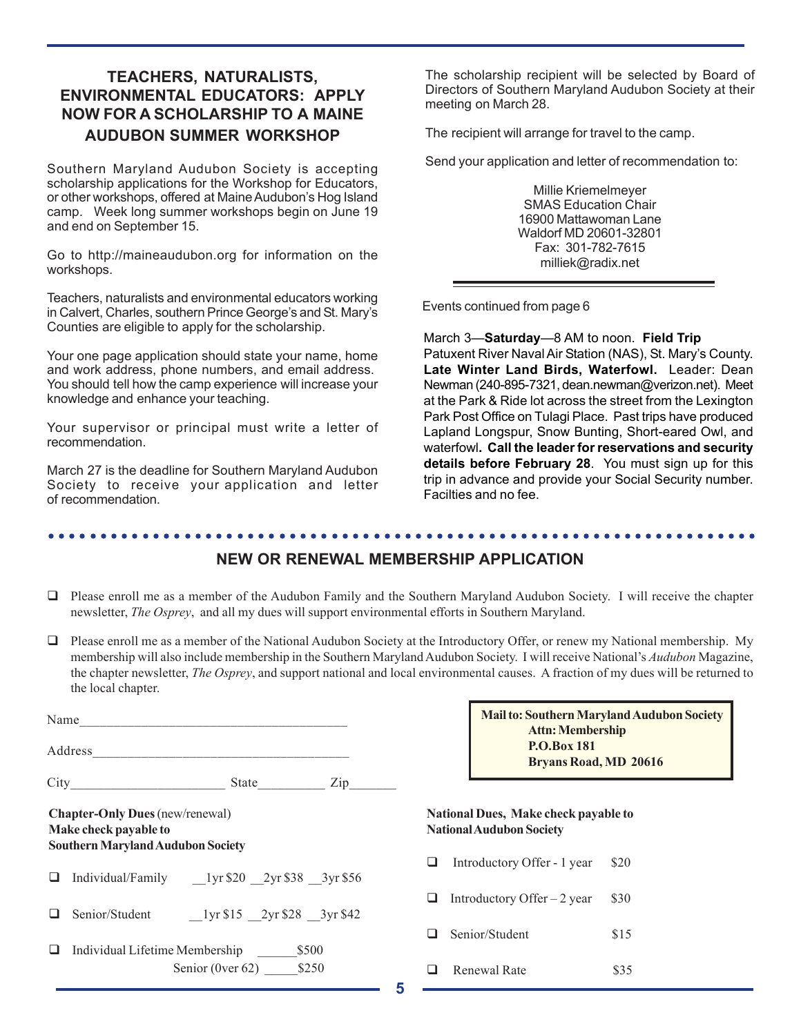## TEACHERS, NATURALISTS, ENVIRONMENTAL EDUCATORS: APPLY NOW FOR A SCHOLARSHIP TO A MAINE AUDUBON SUMMER WORKSHOP

Southern Maryland Audubon Society is accepting scholarship applications for the Workshop for Educators, or other workshops, offered at Maine Audubon's Hog Island camp. Week long summer workshops begin on June 19 and end on September 15.

Go to http://maineaudubon.org for information on the workshops.

Teachers, naturalists and environmental educators working in Calvert, Charles, southern Prince George's and St. Mary's Counties are eligible to apply for the scholarship.

Your one page application should state your name, home and work address, phone numbers, and email address. You should tell how the camp experience will increase your knowledge and enhance your teaching.

Your supervisor or principal must write a letter of recommendation.

March 27 is the deadline for Southern Maryland Audubon Society to receive your application and letter of recommendation.

The scholarship recipient will be selected by Board of Directors of Southern Maryland Audubon Society at their meeting on March 28.

The recipient will arrange for travel to the camp.

Send your application and letter of recommendation to:

Millie Kriemelmeyer
SMAS Education Chair
16900 Mattawoman Lane
Waldorf MD 20601-32801
Fax: 301-782-7615
milliek@radix.net

---

Events continued from page 6

March 3—**Saturday**—8 AM to noon. **Field Trip**
Patuxent River Naval Air Station (NAS), St. Mary's County. **Late Winter Land Birds, Waterfowl.** Leader: Dean Newman (240-895-7321, dean.newman@verizon.net). Meet at the Park & Ride lot across the street from the Lexington Park Post Office on Tulagi Place. Past trips have produced Lapland Longspur, Snow Bunting, Short-eared Owl, and waterfowl**. Call the leader for reservations and security details before February 28**. You must sign up for this trip in advance and provide your Social Security number. Facilties and no fee.

---

## NEW OR RENEWAL MEMBERSHIP APPLICATION

- ❑ Please enroll me as a member of the Audubon Family and the Southern Maryland Audubon Society. I will receive the chapter newsletter, *The Osprey*, and all my dues will support environmental efforts in Southern Maryland.
- ❑ Please enroll me as a member of the National Audubon Society at the Introductory Offer, or renew my National membership. My membership will also include membership in the Southern Maryland Audubon Society. I will receive National's *Audubon* Magazine, the chapter newsletter, *The Osprey*, and support national and local environmental causes. A fraction of my dues will be returned to the local chapter.

Name_______________________________________

Address_____________________________________

City______________________ State__________ Zip_______

**Mail to: Southern Maryland Audubon Society**
**Attn: Membership**
**P.O.Box 181**
**Bryans Road, MD 20616**

**Chapter-Only Dues** (new/renewal)
**Make check payable to**
**Southern Maryland Audubon Society**

- ❑ Individual/Family __1yr $20 __2yr $38 __3yr $56
- ❑ Senior/Student __1yr $15 __2yr $28 __3yr $42
- ❑ Individual Lifetime Membership ______$500
  Senior (0ver 62) _____$250

**National Dues, Make check payable to National Audubon Society**

- ❑ Introductory Offer - 1 year $20
- ❑ Introductory Offer – 2 year $30
- ❑ Senior/Student $15
- ❑ Renewal Rate $35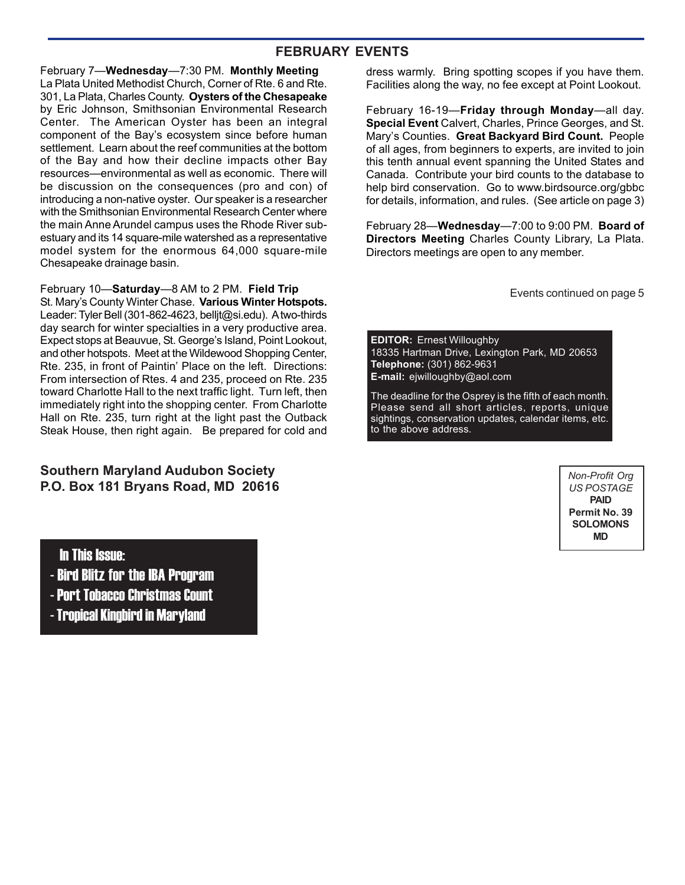## FEBRUARY EVENTS

February 7—**Wednesday**—7:30 PM. **Monthly Meeting** La Plata United Methodist Church, Corner of Rte. 6 and Rte. 301, La Plata, Charles County. **Oysters of the Chesapeake** by Eric Johnson, Smithsonian Environmental Research Center. The American Oyster has been an integral component of the Bay's ecosystem since before human settlement. Learn about the reef communities at the bottom of the Bay and how their decline impacts other Bay resources—environmental as well as economic. There will be discussion on the consequences (pro and con) of introducing a non-native oyster. Our speaker is a researcher with the Smithsonian Environmental Research Center where the main Anne Arundel campus uses the Rhode River sub-estuary and its 14 square-mile watershed as a representative model system for the enormous 64,000 square-mile Chesapeake drainage basin.

February 10—**Saturday**—8 AM to 2 PM. **Field Trip** St. Mary's County Winter Chase. **Various Winter Hotspots.** Leader: Tyler Bell (301-862-4623, belljt@si.edu). A two-thirds day search for winter specialties in a very productive area. Expect stops at Beauvue, St. George's Island, Point Lookout, and other hotspots. Meet at the Wildewood Shopping Center, Rte. 235, in front of Paintin' Place on the left. Directions: From intersection of Rtes. 4 and 235, proceed on Rte. 235 toward Charlotte Hall to the next traffic light. Turn left, then immediately right into the shopping center. From Charlotte Hall on Rte. 235, turn right at the light past the Outback Steak House, then right again. Be prepared for cold and dress warmly. Bring spotting scopes if you have them. Facilities along the way, no fee except at Point Lookout.

February 16-19—**Friday through Monday**—all day. **Special Event** Calvert, Charles, Prince Georges, and St. Mary's Counties. **Great Backyard Bird Count.** People of all ages, from beginners to experts, are invited to join this tenth annual event spanning the United States and Canada. Contribute your bird counts to the database to help bird conservation. Go to www.birdsource.org/gbbc for details, information, and rules. (See article on page 3)

February 28—**Wednesday**—7:00 to 9:00 PM. **Board of Directors Meeting** Charles County Library, La Plata. Directors meetings are open to any member.

Events continued on page 5

**EDITOR:** Ernest Willoughby
18335 Hartman Drive, Lexington Park, MD 20653
**Telephone:** (301) 862-9631
**E-mail:** ejwilloughby@aol.com

The deadline for the Osprey is the fifth of each month. Please send all short articles, reports, unique sightings, conservation updates, calendar items, etc. to the above address.

**Southern Maryland Audubon Society**
**P.O. Box 181 Bryans Road, MD 20616**

*Non-Profit Org*
*US POSTAGE*
**PAID**
**Permit No. 39**
**SOLOMONS**
**MD**

**In This Issue:**

- Bird Blitz for the IBA Program
- Port Tobacco Christmas Count
- Tropical Kingbird in Maryland